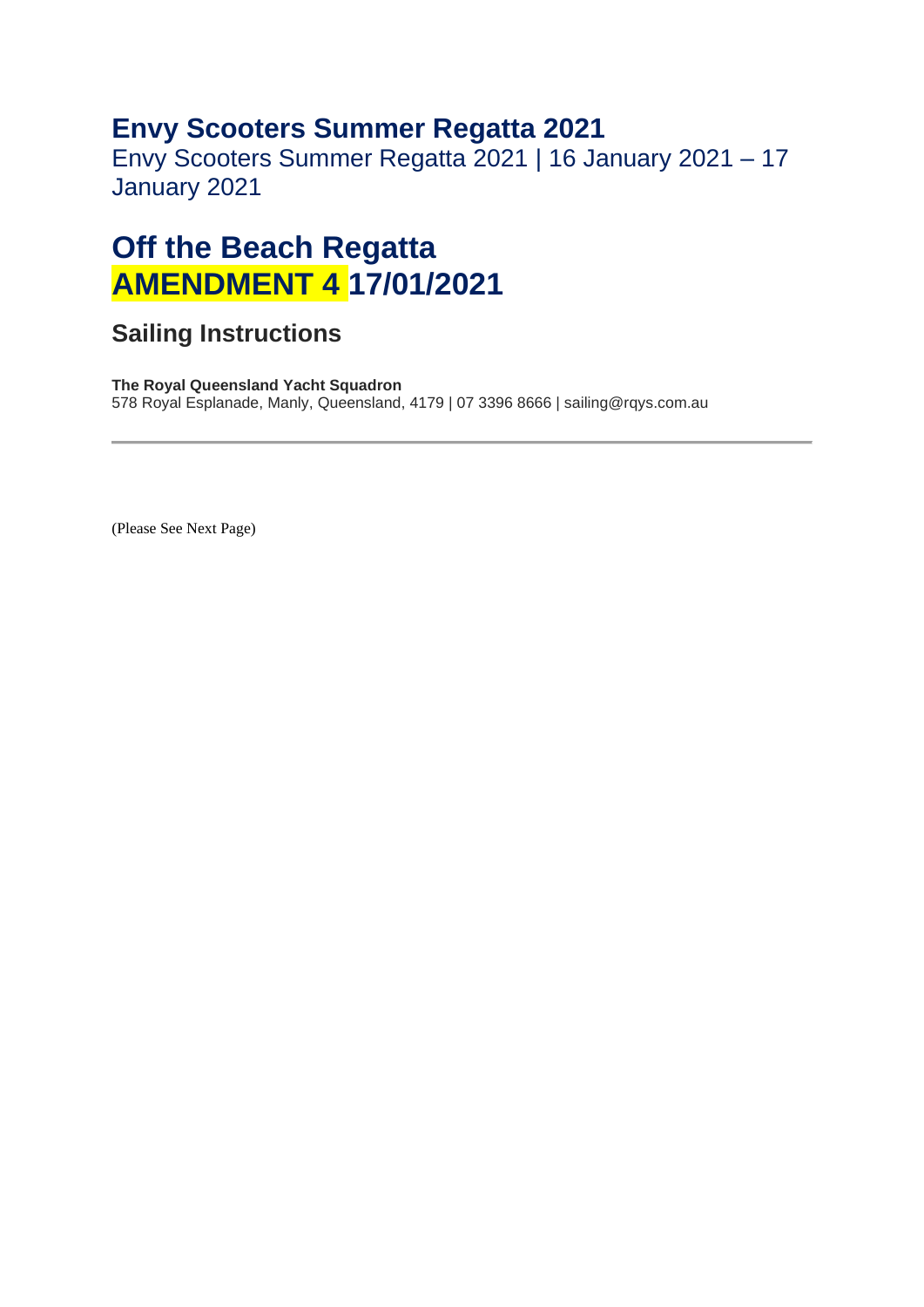## Envy Scooters Summer Regatta 2021

Envy Scooters Summer Regatta 2021 | 16 January 2021 – 17 January 2021

# Off the Beach Regatta
# AMENDMENT 4 17/01/2021

## Sailing Instructions

**The Royal Queensland Yacht Squadron**
578 Royal Esplanade, Manly, Queensland, 4179 | 07 3396 8666 | sailing@rqys.com.au

---

(Please See Next Page)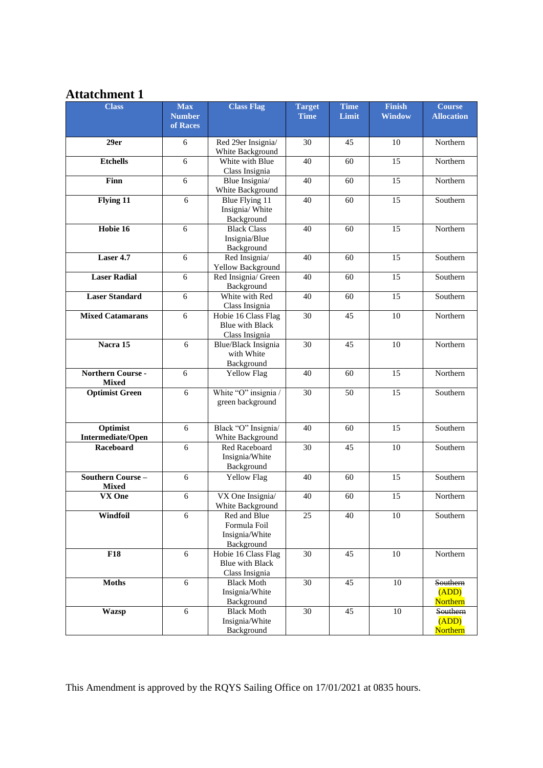# Attatchment 1

| Class | Max Number of Races | Class Flag | Target Time | Time Limit | Finish Window | Course Allocation |
|---|---|---|---|---|---|---|
| **29er** | 6 | Red 29er Insignia/ White Background | 30 | 45 | 10 | Northern |
| **Etchells** | 6 | White with Blue Class Insignia | 40 | 60 | 15 | Northern |
| **Finn** | 6 | Blue Insignia/ White Background | 40 | 60 | 15 | Northern |
| **Flying 11** | 6 | Blue Flying 11 Insignia/ White Background | 40 | 60 | 15 | Southern |
| **Hobie 16** | 6 | Black Class Insignia/Blue Background | 40 | 60 | 15 | Northern |
| **Laser 4.7** | 6 | Red Insignia/ Yellow Background | 40 | 60 | 15 | Southern |
| **Laser Radial** | 6 | Red Insignia/ Green Background | 40 | 60 | 15 | Southern |
| **Laser Standard** | 6 | White with Red Class Insignia | 40 | 60 | 15 | Southern |
| **Mixed Catamarans** | 6 | Hobie 16 Class Flag Blue with Black Class Insignia | 30 | 45 | 10 | Northern |
| **Nacra 15** | 6 | Blue/Black Insignia with White Background | 30 | 45 | 10 | Northern |
| **Northern Course - Mixed** | 6 | Yellow Flag | 40 | 60 | 15 | Northern |
| **Optimist Green** | 6 | White "O" insignia / green background | 30 | 50 | 15 | Southern |
| **Optimist Intermediate/Open** | 6 | Black "O" Insignia/ White Background | 40 | 60 | 15 | Southern |
| **Raceboard** | 6 | Red Raceboard Insignia/White Background | 30 | 45 | 10 | Southern |
| **Southern Course – Mixed** | 6 | Yellow Flag | 40 | 60 | 15 | Southern |
| **VX One** | 6 | VX One Insignia/ White Background | 40 | 60 | 15 | Northern |
| **Windfoil** | 6 | Red and Blue Formula Foil Insignia/White Background | 25 | 40 | 10 | Southern |
| **F18** | 6 | Hobie 16 Class Flag Blue with Black Class Insignia | 30 | 45 | 10 | Northern |
| **Moths** | 6 | Black Moth Insignia/White Background | 30 | 45 | 10 | ~~Southern~~ (ADD) Northern |
| **Wazsp** | 6 | Black Moth Insignia/White Background | 30 | 45 | 10 | ~~Southern~~ (ADD) Northern |

This Amendment is approved by the RQYS Sailing Office on 17/01/2021 at 0835 hours.